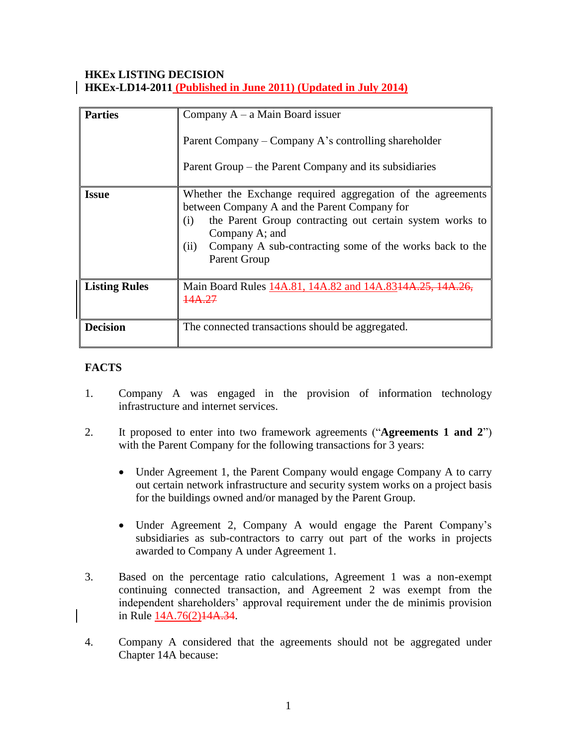**HKEx LISTING DECISION**
**HKEx-LD14-2011 (Published in June 2011) (Updated in July 2014)**

| | |
|---|---|
| **Parties** | Company A – a Main Board issuer<br><br>Parent Company – Company A's controlling shareholder<br><br>Parent Group – the Parent Company and its subsidiaries |
| **Issue** | Whether the Exchange required aggregation of the agreements between Company A and the Parent Company for<br>(i) the Parent Group contracting out certain system works to Company A; and<br>(ii) Company A sub-contracting some of the works back to the Parent Group |
| **Listing Rules** | Main Board Rules 14A.81, 14A.82 and 14A.83~~14A.25, 14A.26, 14A.27~~ |
| **Decision** | The connected transactions should be aggregated. |

**FACTS**

1. Company A was engaged in the provision of information technology infrastructure and internet services.

2. It proposed to enter into two framework agreements ("**Agreements 1 and 2**") with the Parent Company for the following transactions for 3 years:

   - Under Agreement 1, the Parent Company would engage Company A to carry out certain network infrastructure and security system works on a project basis for the buildings owned and/or managed by the Parent Group.

   - Under Agreement 2, Company A would engage the Parent Company's subsidiaries as sub-contractors to carry out part of the works in projects awarded to Company A under Agreement 1.

3. Based on the percentage ratio calculations, Agreement 1 was a non-exempt continuing connected transaction, and Agreement 2 was exempt from the independent shareholders' approval requirement under the de minimis provision in Rule 14A.76(2)~~14A.34~~.

4. Company A considered that the agreements should not be aggregated under Chapter 14A because: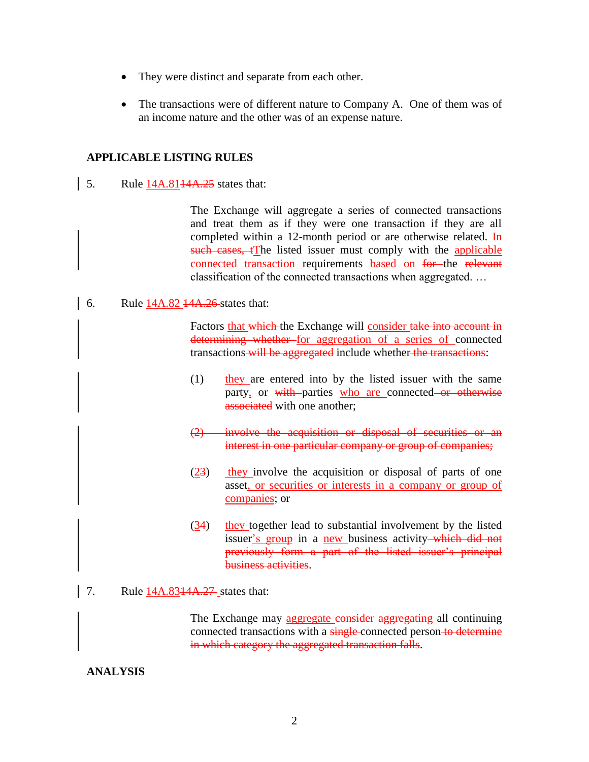- They were distinct and separate from each other.

- The transactions were of different nature to Company A. One of them was of an income nature and the other was of an expense nature.

**APPLICABLE LISTING RULES**

5. Rule <u>14A.81</u>~~14A.25~~ states that:

> The Exchange will aggregate a series of connected transactions and treat them as if they were one transaction if they are all completed within a 12-month period or are otherwise related. ~~In such cases, t~~<u>T</u>he listed issuer must comply with the <u>applicable connected transaction</u> requirements <u>based on</u> ~~for~~ the ~~relevant~~ classification of the connected transactions when aggregated. …

6. Rule <u>14A.82</u> ~~14A.26~~ states that:

> Factors <u>that</u> ~~which~~ the Exchange will <u>consider</u> ~~take into account in determining whether~~ <u>for aggregation of a series of</u> connected transactions ~~will be aggregated~~ include whether ~~the transactions~~:
>
> (1) <u>they</u> are entered into by the listed issuer with the same party<u>,</u> or ~~with~~ parties <u>who are</u> connected ~~or otherwise associated~~ with one another;
>
> ~~(2) involve the acquisition or disposal of securities or an interest in one particular company or group of companies;~~
>
> (<u>2</u>~~3~~) <u>they</u> involve the acquisition or disposal of parts of one asset<u>, or securities or interests in a company or group of companies</u>; or
>
> (<u>3</u>~~4~~) <u>they</u> together lead to substantial involvement by the listed issuer<u>'s group</u> in a <u>new</u> business activity ~~which did not previously form a part of the listed issuer's principal business activities~~.

7. Rule <u>14A.83</u>~~14A.27~~ states that:

> The Exchange may <u>aggregate</u> ~~consider aggregating~~ all continuing connected transactions with a ~~single~~ connected person ~~to determine in which category the aggregated transaction falls~~.

**ANALYSIS**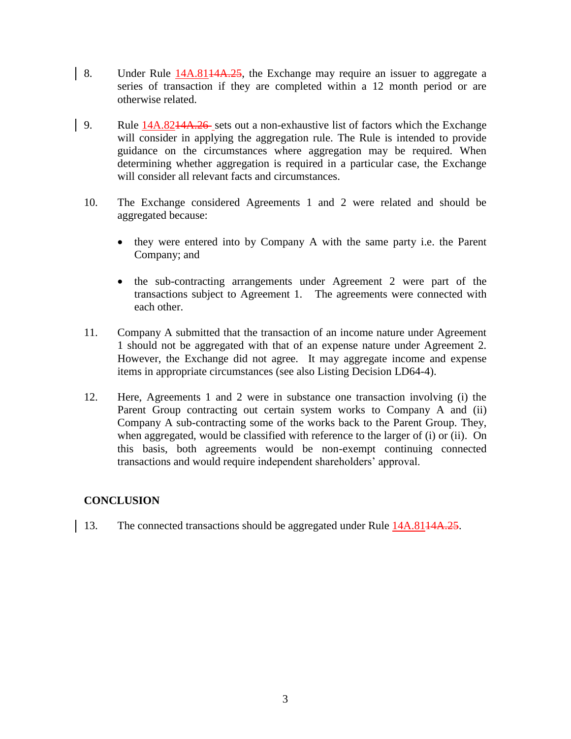8. Under Rule 14A.81~~14A.25~~, the Exchange may require an issuer to aggregate a series of transaction if they are completed within a 12 month period or are otherwise related.

9. Rule 14A.82~~14A.26~~ sets out a non-exhaustive list of factors which the Exchange will consider in applying the aggregation rule. The Rule is intended to provide guidance on the circumstances where aggregation may be required. When determining whether aggregation is required in a particular case, the Exchange will consider all relevant facts and circumstances.

10. The Exchange considered Agreements 1 and 2 were related and should be aggregated because:

    - they were entered into by Company A with the same party i.e. the Parent Company; and
    - the sub-contracting arrangements under Agreement 2 were part of the transactions subject to Agreement 1. The agreements were connected with each other.

11. Company A submitted that the transaction of an income nature under Agreement 1 should not be aggregated with that of an expense nature under Agreement 2. However, the Exchange did not agree. It may aggregate income and expense items in appropriate circumstances (see also Listing Decision LD64-4).

12. Here, Agreements 1 and 2 were in substance one transaction involving (i) the Parent Group contracting out certain system works to Company A and (ii) Company A sub-contracting some of the works back to the Parent Group. They, when aggregated, would be classified with reference to the larger of (i) or (ii). On this basis, both agreements would be non-exempt continuing connected transactions and would require independent shareholders' approval.

**CONCLUSION**

13. The connected transactions should be aggregated under Rule 14A.81~~14A.25~~.